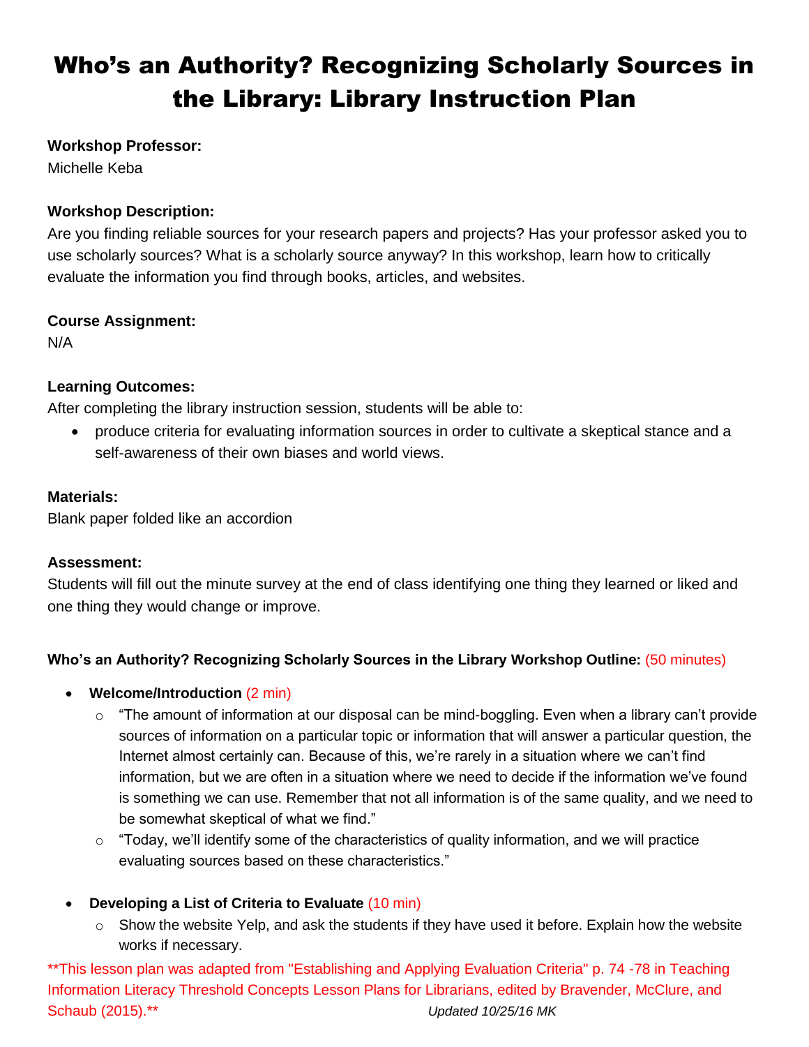# Who's an Authority? Recognizing Scholarly Sources in the Library: Library Instruction Plan

**Workshop Professor:**
Michelle Keba

**Workshop Description:**
Are you finding reliable sources for your research papers and projects? Has your professor asked you to use scholarly sources? What is a scholarly source anyway? In this workshop, learn how to critically evaluate the information you find through books, articles, and websites.

**Course Assignment:**
N/A

**Learning Outcomes:**
After completing the library instruction session, students will be able to:

- produce criteria for evaluating information sources in order to cultivate a skeptical stance and a self-awareness of their own biases and world views.

**Materials:**
Blank paper folded like an accordion

**Assessment:**
Students will fill out the minute survey at the end of class identifying one thing they learned or liked and one thing they would change or improve.

**Who's an Authority? Recognizing Scholarly Sources in the Library Workshop Outline:** (50 minutes)

- **Welcome/Introduction** (2 min)
  - "The amount of information at our disposal can be mind-boggling. Even when a library can't provide sources of information on a particular topic or information that will answer a particular question, the Internet almost certainly can. Because of this, we're rarely in a situation where we can't find information, but we are often in a situation where we need to decide if the information we've found is something we can use. Remember that not all information is of the same quality, and we need to be somewhat skeptical of what we find."
  - "Today, we'll identify some of the characteristics of quality information, and we will practice evaluating sources based on these characteristics."

- **Developing a List of Criteria to Evaluate** (10 min)
  - Show the website Yelp, and ask the students if they have used it before. Explain how the website works if necessary.

**This lesson plan was adapted from "Establishing and Applying Evaluation Criteria" p. 74 -78 in Teaching Information Literacy Threshold Concepts Lesson Plans for Librarians, edited by Bravender, McClure, and Schaub (2015).** *Updated 10/25/16 MK*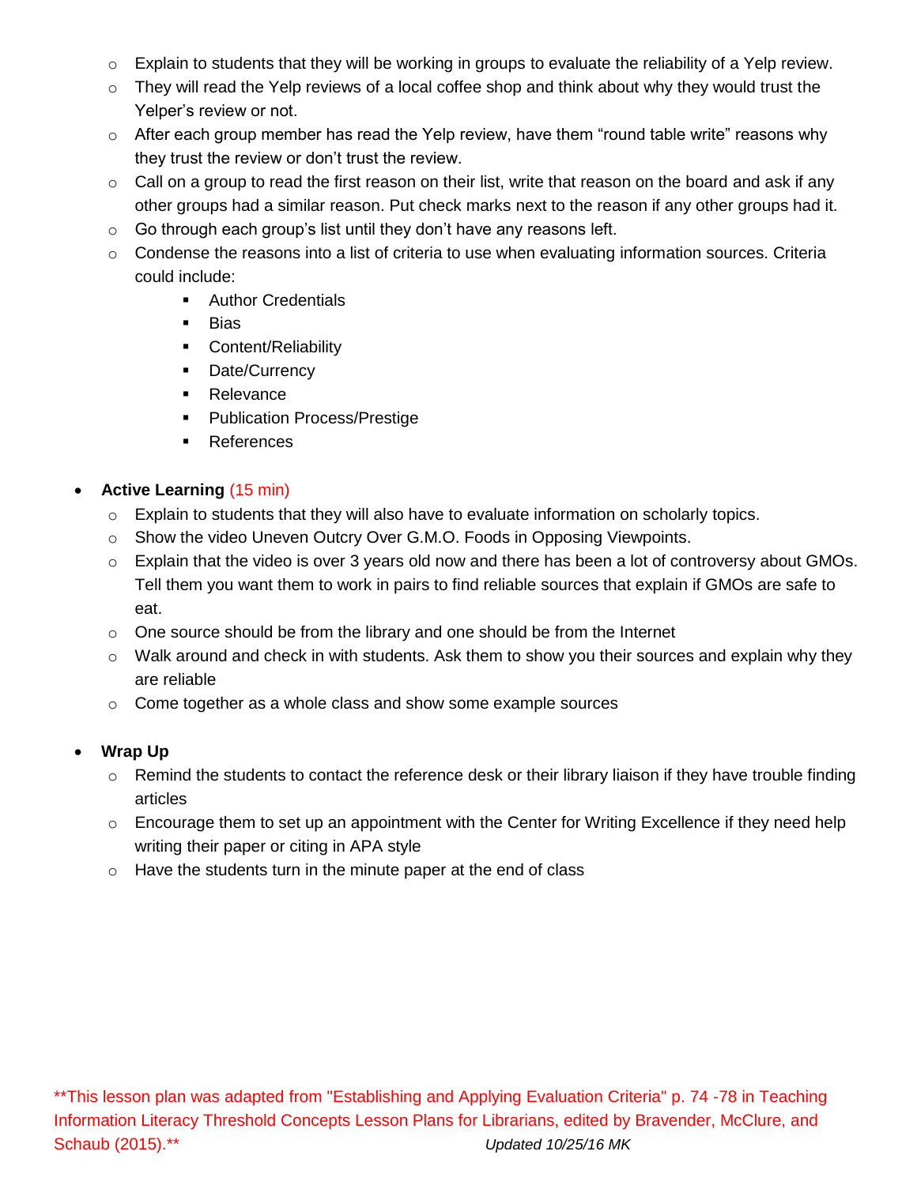- Explain to students that they will be working in groups to evaluate the reliability of a Yelp review.
- They will read the Yelp reviews of a local coffee shop and think about why they would trust the Yelper's review or not.
- After each group member has read the Yelp review, have them "round table write" reasons why they trust the review or don't trust the review.
- Call on a group to read the first reason on their list, write that reason on the board and ask if any other groups had a similar reason. Put check marks next to the reason if any other groups had it.
- Go through each group's list until they don't have any reasons left.
- Condense the reasons into a list of criteria to use when evaluating information sources. Criteria could include:
  - Author Credentials
  - Bias
  - Content/Reliability
  - Date/Currency
  - Relevance
  - Publication Process/Prestige
  - References

- **Active Learning** (15 min)
  - Explain to students that they will also have to evaluate information on scholarly topics.
  - Show the video Uneven Outcry Over G.M.O. Foods in Opposing Viewpoints.
  - Explain that the video is over 3 years old now and there has been a lot of controversy about GMOs. Tell them you want them to work in pairs to find reliable sources that explain if GMOs are safe to eat.
  - One source should be from the library and one should be from the Internet
  - Walk around and check in with students. Ask them to show you their sources and explain why they are reliable
  - Come together as a whole class and show some example sources

- **Wrap Up**
  - Remind the students to contact the reference desk or their library liaison if they have trouble finding articles
  - Encourage them to set up an appointment with the Center for Writing Excellence if they need help writing their paper or citing in APA style
  - Have the students turn in the minute paper at the end of class

**This lesson plan was adapted from "Establishing and Applying Evaluation Criteria" p. 74 -78 in Teaching Information Literacy Threshold Concepts Lesson Plans for Librarians, edited by Bravender, McClure, and Schaub (2015).**

*Updated 10/25/16 MK*